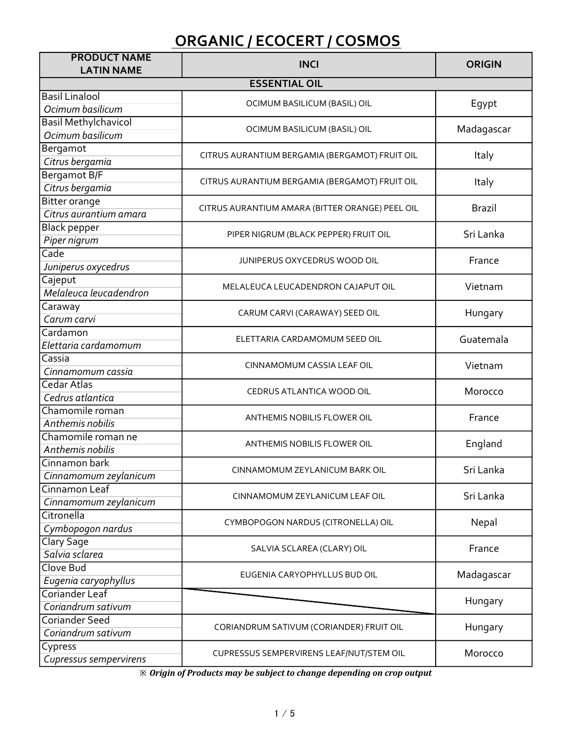# ORGANIC / ECOCERT / COSMOS

| PRODUCT NAME<br>LATIN NAME | INCI | ORIGIN |
|---|---|---|
| **ESSENTIAL OIL** | | |
| Basil Linalool<br>*Ocimum basilicum* | OCIMUM BASILICUM (BASIL) OIL | Egypt |
| Basil Methylchavicol<br>*Ocimum basilicum* | OCIMUM BASILICUM (BASIL) OIL | Madagascar |
| Bergamot<br>*Citrus bergamia* | CITRUS AURANTIUM BERGAMIA (BERGAMOT) FRUIT OIL | Italy |
| Bergamot B/F<br>*Citrus bergamia* | CITRUS AURANTIUM BERGAMIA (BERGAMOT) FRUIT OIL | Italy |
| Bitter orange<br>*Citrus aurantium amara* | CITRUS AURANTIUM AMARA (BITTER ORANGE) PEEL OIL | Brazil |
| Black pepper<br>*Piper nigrum* | PIPER NIGRUM (BLACK PEPPER) FRUIT OIL | Sri Lanka |
| Cade<br>*Juniperus oxycedrus* | JUNIPERUS OXYCEDRUS WOOD OIL | France |
| Cajeput<br>*Melaleuca leucadendron* | MELALEUCA LEUCADENDRON CAJAPUT OIL | Vietnam |
| Caraway<br>*Carum carvi* | CARUM CARVI (CARAWAY) SEED OIL | Hungary |
| Cardamon<br>*Elettaria cardamomum* | ELETTARIA CARDAMOMUM SEED OIL | Guatemala |
| Cassia<br>*Cinnamomum cassia* | CINNAMOMUM CASSIA LEAF OIL | Vietnam |
| Cedar Atlas<br>*Cedrus atlantica* | CEDRUS ATLANTICA WOOD OIL | Morocco |
| Chamomile roman<br>*Anthemis nobilis* | ANTHEMIS NOBILIS FLOWER OIL | France |
| Chamomile roman ne<br>*Anthemis nobilis* | ANTHEMIS NOBILIS FLOWER OIL | England |
| Cinnamon bark<br>*Cinnamomum zeylanicum* | CINNAMOMUM ZEYLANICUM BARK OIL | Sri Lanka |
| Cinnamon Leaf<br>*Cinnamomum zeylanicum* | CINNAMOMUM ZEYLANICUM LEAF OIL | Sri Lanka |
| Citronella<br>*Cymbopogon nardus* | CYMBOPOGON NARDUS (CITRONELLA) OIL | Nepal |
| Clary Sage<br>*Salvia sclarea* | SALVIA SCLAREA (CLARY) OIL | France |
| Clove Bud<br>*Eugenia caryophyllus* | EUGENIA CARYOPHYLLUS BUD OIL | Madagascar |
| Coriander Leaf<br>*Coriandrum sativum* | | Hungary |
| Coriander Seed<br>*Coriandrum sativum* | CORIANDRUM SATIVUM (CORIANDER) FRUIT OIL | Hungary |
| Cypress<br>*Cupressus sempervirens* | CUPRESSUS SEMPERVIRENS LEAF/NUT/STEM OIL | Morocco |

※ ***Origin of Products may be subject to change depending on crop output***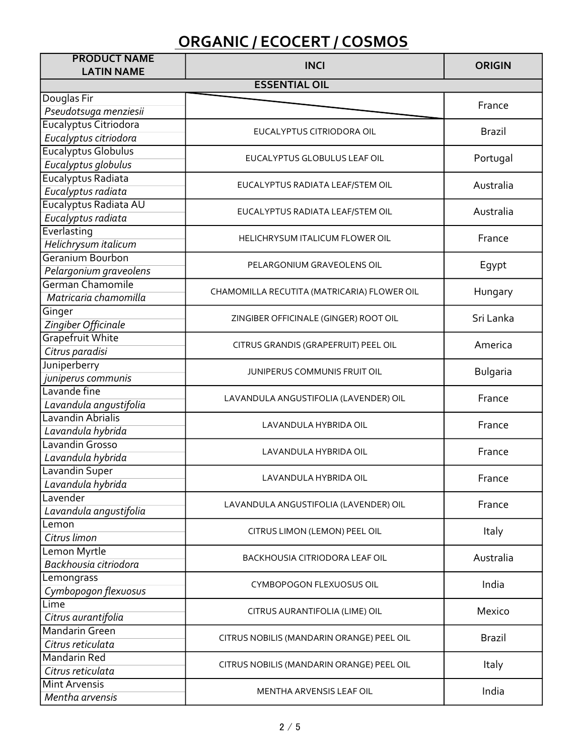# ORGANIC / ECOCERT / COSMOS

| PRODUCT NAME<br>LATIN NAME | INCI | ORIGIN |
|---|---|---|
| **ESSENTIAL OIL** | | |
| Douglas Fir<br>*Pseudotsuga menziesii* | | France |
| Eucalyptus Citriodora<br>*Eucalyptus citriodora* | EUCALYPTUS CITRIODORA OIL | Brazil |
| Eucalyptus Globulus<br>*Eucalyptus globulus* | EUCALYPTUS GLOBULUS LEAF OIL | Portugal |
| Eucalyptus Radiata<br>*Eucalyptus radiata* | EUCALYPTUS RADIATA LEAF/STEM OIL | Australia |
| Eucalyptus Radiata AU<br>*Eucalyptus radiata* | EUCALYPTUS RADIATA LEAF/STEM OIL | Australia |
| Everlasting<br>*Helichrysum italicum* | HELICHRYSUM ITALICUM FLOWER OIL | France |
| Geranium Bourbon<br>*Pelargonium graveolens* | PELARGONIUM GRAVEOLENS OIL | Egypt |
| German Chamomile<br>*Matricaria chamomilla* | CHAMOMILLA RECUTITA (MATRICARIA) FLOWER OIL | Hungary |
| Ginger<br>*Zingiber Officinale* | ZINGIBER OFFICINALE (GINGER) ROOT OIL | Sri Lanka |
| Grapefruit White<br>*Citrus paradisi* | CITRUS GRANDIS (GRAPEFRUIT) PEEL OIL | America |
| Juniperberry<br>*juniperus communis* | JUNIPERUS COMMUNIS FRUIT OIL | Bulgaria |
| Lavande fine<br>*Lavandula angustifolia* | LAVANDULA ANGUSTIFOLIA (LAVENDER) OIL | France |
| Lavandin Abrialis<br>*Lavandula hybrida* | LAVANDULA HYBRIDA OIL | France |
| Lavandin Grosso<br>*Lavandula hybrida* | LAVANDULA HYBRIDA OIL | France |
| Lavandin Super<br>*Lavandula hybrida* | LAVANDULA HYBRIDA OIL | France |
| Lavender<br>*Lavandula angustifolia* | LAVANDULA ANGUSTIFOLIA (LAVENDER) OIL | France |
| Lemon<br>*Citrus limon* | CITRUS LIMON (LEMON) PEEL OIL | Italy |
| Lemon Myrtle<br>*Backhousia citriodora* | BACKHOUSIA CITRIODORA LEAF OIL | Australia |
| Lemongrass<br>*Cymbopogon flexuosus* | CYMBOPOGON FLEXUOSUS OIL | India |
| Lime<br>*Citrus aurantifolia* | CITRUS AURANTIFOLIA (LIME) OIL | Mexico |
| Mandarin Green<br>*Citrus reticulata* | CITRUS NOBILIS (MANDARIN ORANGE) PEEL OIL | Brazil |
| Mandarin Red<br>*Citrus reticulata* | CITRUS NOBILIS (MANDARIN ORANGE) PEEL OIL | Italy |
| Mint Arvensis<br>*Mentha arvensis* | MENTHA ARVENSIS LEAF OIL | India |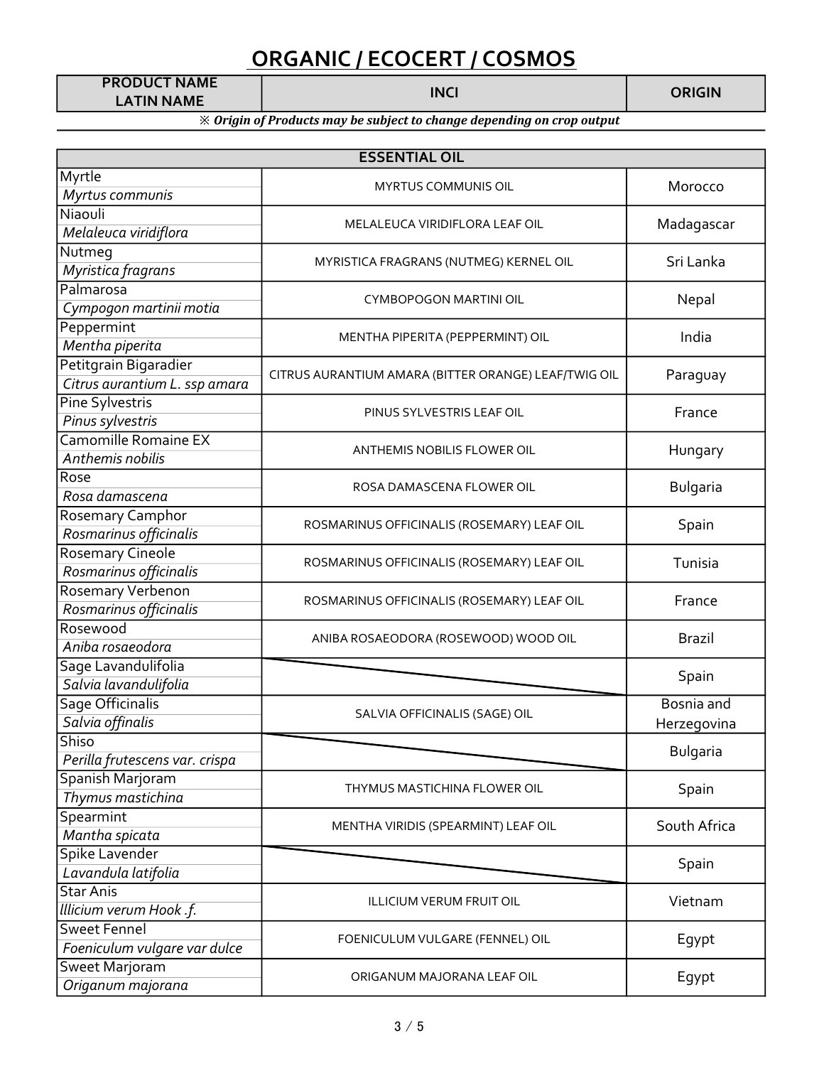# ORGANIC / ECOCERT / COSMOS

| PRODUCT NAME<br>LATIN NAME | INCI | ORIGIN |
|---|---|---|

※ ***Origin of Products may be subject to change depending on crop output***

| ESSENTIAL OIL | | |
|---|---|---|
| Myrtle<br>*Myrtus communis* | MYRTUS COMMUNIS OIL | Morocco |
| Niaouli<br>*Melaleuca viridiflora* | MELALEUCA VIRIDIFLORA LEAF OIL | Madagascar |
| Nutmeg<br>*Myristica fragrans* | MYRISTICA FRAGRANS (NUTMEG) KERNEL OIL | Sri Lanka |
| Palmarosa<br>*Cympogon martinii motia* | CYMBOPOGON MARTINI OIL | Nepal |
| Peppermint<br>*Mentha piperita* | MENTHA PIPERITA (PEPPERMINT) OIL | India |
| Petitgrain Bigaradier<br>*Citrus aurantium L. ssp amara* | CITRUS AURANTIUM AMARA (BITTER ORANGE) LEAF/TWIG OIL | Paraguay |
| Pine Sylvestris<br>*Pinus sylvestris* | PINUS SYLVESTRIS LEAF OIL | France |
| Camomille Romaine EX<br>*Anthemis nobilis* | ANTHEMIS NOBILIS FLOWER OIL | Hungary |
| Rose<br>*Rosa damascena* | ROSA DAMASCENA FLOWER OIL | Bulgaria |
| Rosemary Camphor<br>*Rosmarinus officinalis* | ROSMARINUS OFFICINALIS (ROSEMARY) LEAF OIL | Spain |
| Rosemary Cineole<br>*Rosmarinus officinalis* | ROSMARINUS OFFICINALIS (ROSEMARY) LEAF OIL | Tunisia |
| Rosemary Verbenon<br>*Rosmarinus officinalis* | ROSMARINUS OFFICINALIS (ROSEMARY) LEAF OIL | France |
| Rosewood<br>*Aniba rosaeodora* | ANIBA ROSAEODORA (ROSEWOOD) WOOD OIL | Brazil |
| Sage Lavandulifolia<br>*Salvia lavandulifolia* | | Spain |
| Sage Officinalis<br>*Salvia offinalis* | SALVIA OFFICINALIS (SAGE) OIL | Bosnia and Herzegovina |
| Shiso<br>*Perilla frutescens var. crispa* | | Bulgaria |
| Spanish Marjoram<br>*Thymus mastichina* | THYMUS MASTICHINA FLOWER OIL | Spain |
| Spearmint<br>*Mantha spicata* | MENTHA VIRIDIS (SPEARMINT) LEAF OIL | South Africa |
| Spike Lavender<br>*Lavandula latifolia* | | Spain |
| Star Anis<br>*Illicium verum Hook .f.* | ILLICIUM VERUM FRUIT OIL | Vietnam |
| Sweet Fennel<br>*Foeniculum vulgare var dulce* | FOENICULUM VULGARE (FENNEL) OIL | Egypt |
| Sweet Marjoram<br>*Origanum majorana* | ORIGANUM MAJORANA LEAF OIL | Egypt |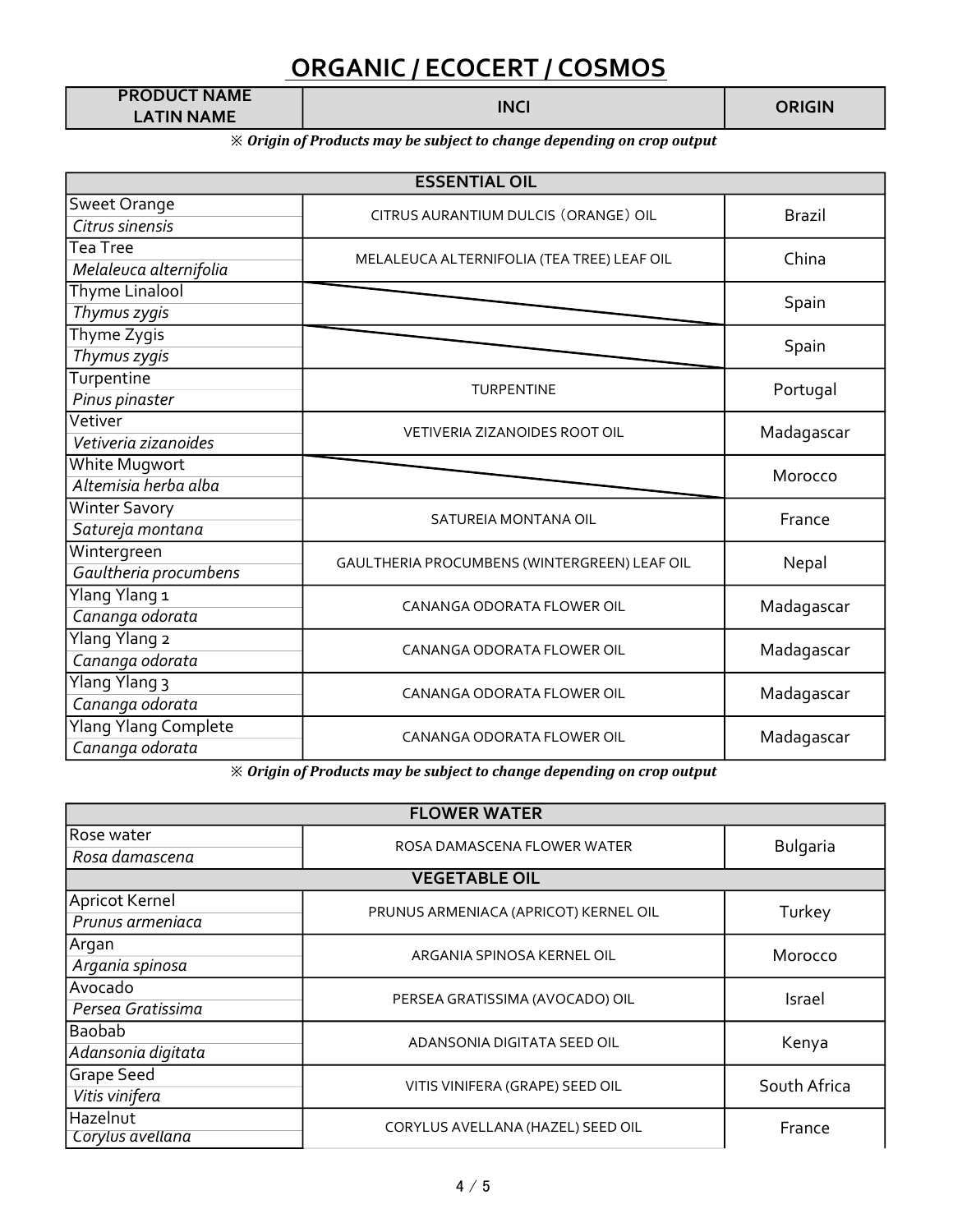# ORGANIC / ECOCERT / COSMOS

| PRODUCT NAME<br>LATIN NAME | INCI | ORIGIN |
|---|---|---|

※ ***Origin of Products may be subject to change depending on crop output***

| ESSENTIAL OIL | | |
|---|---|---|
| Sweet Orange<br>*Citrus sinensis* | CITRUS AURANTIUM DULCIS (ORANGE) OIL | Brazil |
| Tea Tree<br>*Melaleuca alternifolia* | MELALEUCA ALTERNIFOLIA (TEA TREE) LEAF OIL | China |
| Thyme Linalool<br>*Thymus zygis* | | Spain |
| Thyme Zygis<br>*Thymus zygis* | | Spain |
| Turpentine<br>*Pinus pinaster* | TURPENTINE | Portugal |
| Vetiver<br>*Vetiveria zizanoides* | VETIVERIA ZIZANOIDES ROOT OIL | Madagascar |
| White Mugwort<br>*Altemisia herba alba* | | Morocco |
| Winter Savory<br>*Satureja montana* | SATUREIA MONTANA OIL | France |
| Wintergreen<br>*Gaultheria procumbens* | GAULTHERIA PROCUMBENS (WINTERGREEN) LEAF OIL | Nepal |
| Ylang Ylang 1<br>*Cananga odorata* | CANANGA ODORATA FLOWER OIL | Madagascar |
| Ylang Ylang 2<br>*Cananga odorata* | CANANGA ODORATA FLOWER OIL | Madagascar |
| Ylang Ylang 3<br>*Cananga odorata* | CANANGA ODORATA FLOWER OIL | Madagascar |
| Ylang Ylang Complete<br>*Cananga odorata* | CANANGA ODORATA FLOWER OIL | Madagascar |

※ ***Origin of Products may be subject to change depending on crop output***

| FLOWER WATER | | |
|---|---|---|
| Rose water<br>*Rosa damascena* | ROSA DAMASCENA FLOWER WATER | Bulgaria |
| **VEGETABLE OIL** | | |
| Apricot Kernel<br>*Prunus armeniaca* | PRUNUS ARMENIACA (APRICOT) KERNEL OIL | Turkey |
| Argan<br>*Argania spinosa* | ARGANIA SPINOSA KERNEL OIL | Morocco |
| Avocado<br>*Persea Gratissima* | PERSEA GRATISSIMA (AVOCADO) OIL | Israel |
| Baobab<br>*Adansonia digitata* | ADANSONIA DIGITATA SEED OIL | Kenya |
| Grape Seed<br>*Vitis vinifera* | VITIS VINIFERA (GRAPE) SEED OIL | South Africa |
| Hazelnut<br>*Corylus avellana* | CORYLUS AVELLANA (HAZEL) SEED OIL | France |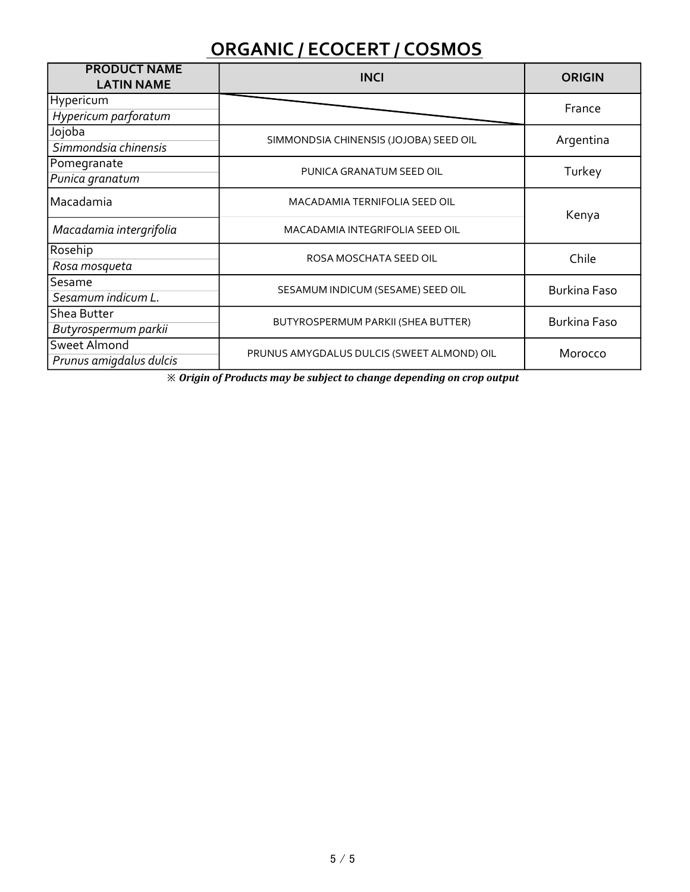# ORGANIC / ECOCERT / COSMOS

| PRODUCT NAME<br>LATIN NAME | INCI | ORIGIN |
|---|---|---|
| Hypericum<br>*Hypericum parforatum* | | France |
| Jojoba<br>*Simmondsia chinensis* | SIMMONDSIA CHINENSIS (JOJOBA) SEED OIL | Argentina |
| Pomegranate<br>*Punica granatum* | PUNICA GRANATUM SEED OIL | Turkey |
| Macadamia<br>*Macadamia intergrifolia* | MACADAMIA TERNIFOLIA SEED OIL<br>MACADAMIA INTEGRIFOLIA SEED OIL | Kenya |
| Rosehip<br>*Rosa mosqueta* | ROSA MOSCHATA SEED OIL | Chile |
| Sesame<br>*Sesamum indicum L.* | SESAMUM INDICUM (SESAME) SEED OIL | Burkina Faso |
| Shea Butter<br>*Butyrospermum parkii* | BUTYROSPERMUM PARKII (SHEA BUTTER) | Burkina Faso |
| Sweet Almond<br>*Prunus amigdalus dulcis* | PRUNUS AMYGDALUS DULCIS (SWEET ALMOND) OIL | Morocco |

※ ***Origin of Products may be subject to change depending on crop output***